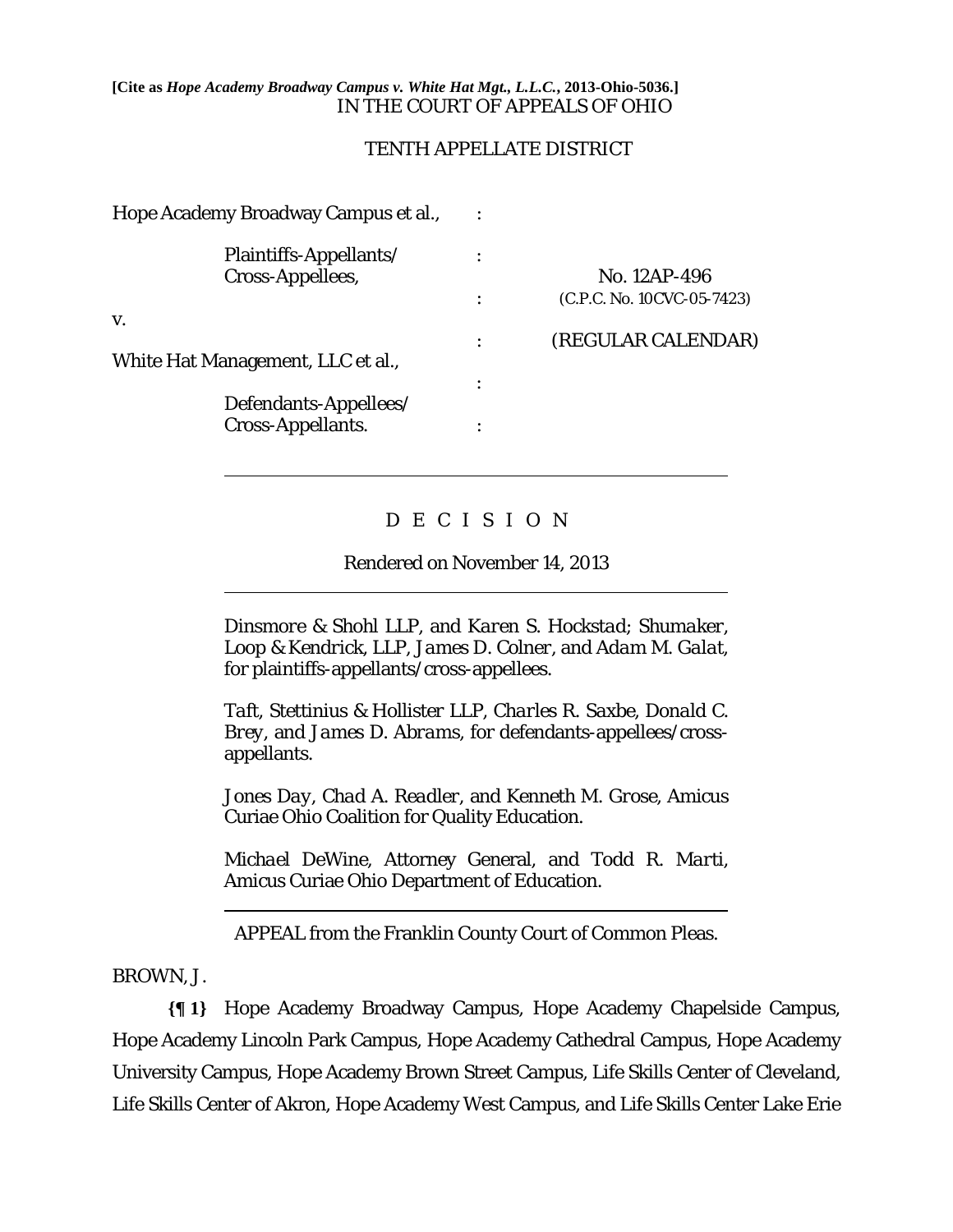**[Cite as *Hope Academy Broadway Campus v. White Hat Mgt., L.L.C.*, 2013-Ohio-5036.]**

IN THE COURT OF APPEALS OF OHIO

TENTH APPELLATE DISTRICT

| | | |
|---|---|---|
| Hope Academy Broadway Campus et al., | : | |
| Plaintiffs-Appellants/ Cross-Appellees, | : | No. 12AP-496 |
| | : | (C.P.C. No. 10CVC-05-7423) |
| v. | | |
| | : | (REGULAR CALENDAR) |
| White Hat Management, LLC et al., | | |
| | : | |
| Defendants-Appellees/ Cross-Appellants. | : | |

---

D E C I S I O N

Rendered on November 14, 2013

---

*Dinsmore & Shohl LLP*, and *Karen S. Hockstad*; *Shumaker, Loop & Kendrick, LLP*, *James D. Colner*, and *Adam M. Galat*, for plaintiffs-appellants/cross-appellees.

*Taft, Stettinius & Hollister LLP*, *Charles R. Saxbe*, *Donald C. Brey*, and *James D. Abrams*, for defendants-appellees/cross-appellants.

*Jones Day*, *Chad A. Readler*, and *Kenneth M. Grose*, Amicus Curiae Ohio Coalition for Quality Education.

*Michael DeWine*, Attorney General, and *Todd R. Marti*, Amicus Curiae Ohio Department of Education.

---

APPEAL from the Franklin County Court of Common Pleas.

BROWN, J.

**{¶ 1}** Hope Academy Broadway Campus, Hope Academy Chapelside Campus, Hope Academy Lincoln Park Campus, Hope Academy Cathedral Campus, Hope Academy University Campus, Hope Academy Brown Street Campus, Life Skills Center of Cleveland, Life Skills Center of Akron, Hope Academy West Campus, and Life Skills Center Lake Erie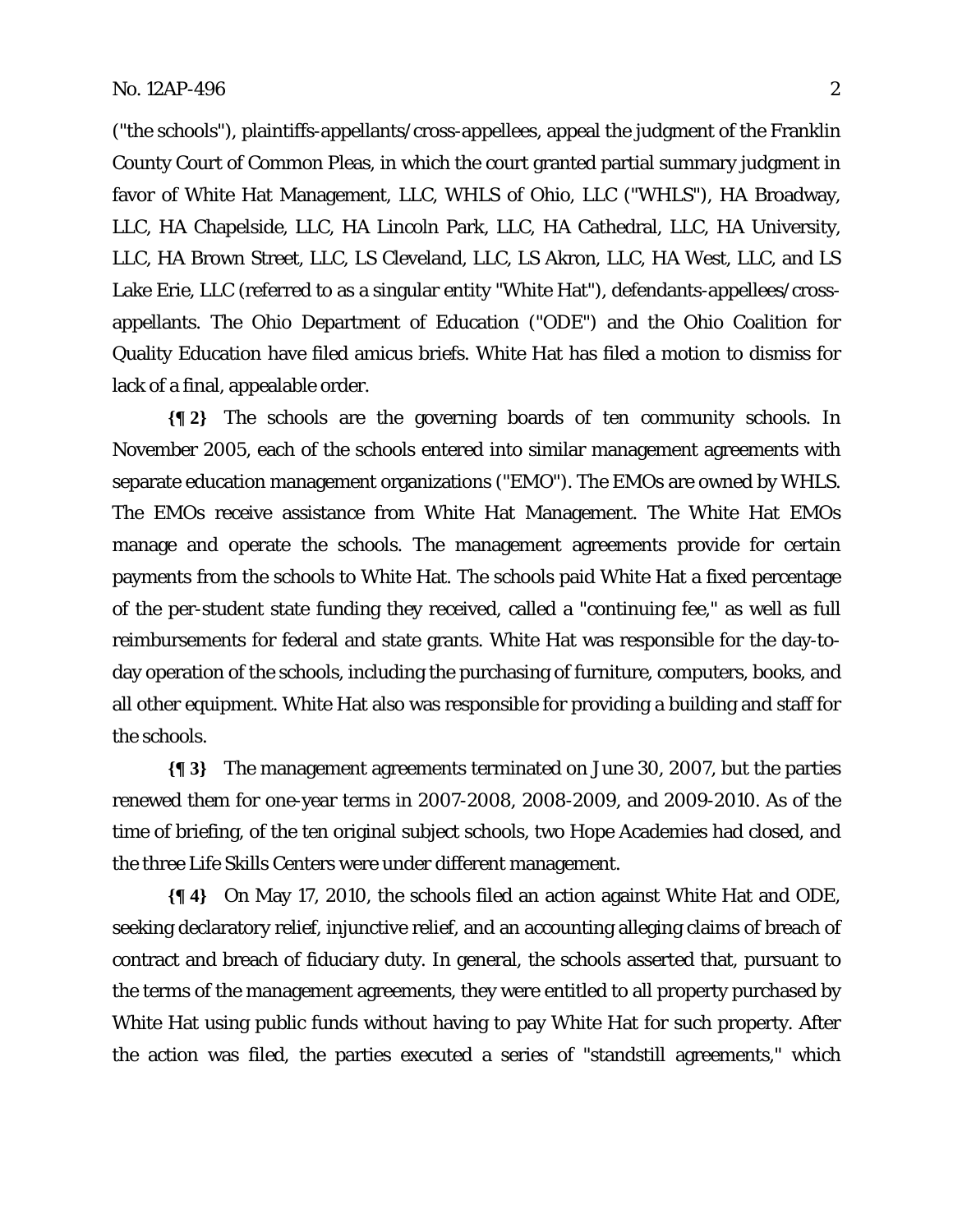("the schools"), plaintiffs-appellants/cross-appellees, appeal the judgment of the Franklin County Court of Common Pleas, in which the court granted partial summary judgment in favor of White Hat Management, LLC, WHLS of Ohio, LLC ("WHLS"), HA Broadway, LLC, HA Chapelside, LLC, HA Lincoln Park, LLC, HA Cathedral, LLC, HA University, LLC, HA Brown Street, LLC, LS Cleveland, LLC, LS Akron, LLC, HA West, LLC, and LS Lake Erie, LLC (referred to as a singular entity "White Hat"), defendants-appellees/cross-appellants. The Ohio Department of Education ("ODE") and the Ohio Coalition for Quality Education have filed amicus briefs. White Hat has filed a motion to dismiss for lack of a final, appealable order.

**{¶ 2}** The schools are the governing boards of ten community schools. In November 2005, each of the schools entered into similar management agreements with separate education management organizations ("EMO"). The EMOs are owned by WHLS. The EMOs receive assistance from White Hat Management. The White Hat EMOs manage and operate the schools. The management agreements provide for certain payments from the schools to White Hat. The schools paid White Hat a fixed percentage of the per-student state funding they received, called a "continuing fee," as well as full reimbursements for federal and state grants. White Hat was responsible for the day-to-day operation of the schools, including the purchasing of furniture, computers, books, and all other equipment. White Hat also was responsible for providing a building and staff for the schools.

**{¶ 3}** The management agreements terminated on June 30, 2007, but the parties renewed them for one-year terms in 2007-2008, 2008-2009, and 2009-2010. As of the time of briefing, of the ten original subject schools, two Hope Academies had closed, and the three Life Skills Centers were under different management.

**{¶ 4}** On May 17, 2010, the schools filed an action against White Hat and ODE, seeking declaratory relief, injunctive relief, and an accounting alleging claims of breach of contract and breach of fiduciary duty. In general, the schools asserted that, pursuant to the terms of the management agreements, they were entitled to all property purchased by White Hat using public funds without having to pay White Hat for such property. After the action was filed, the parties executed a series of "standstill agreements," which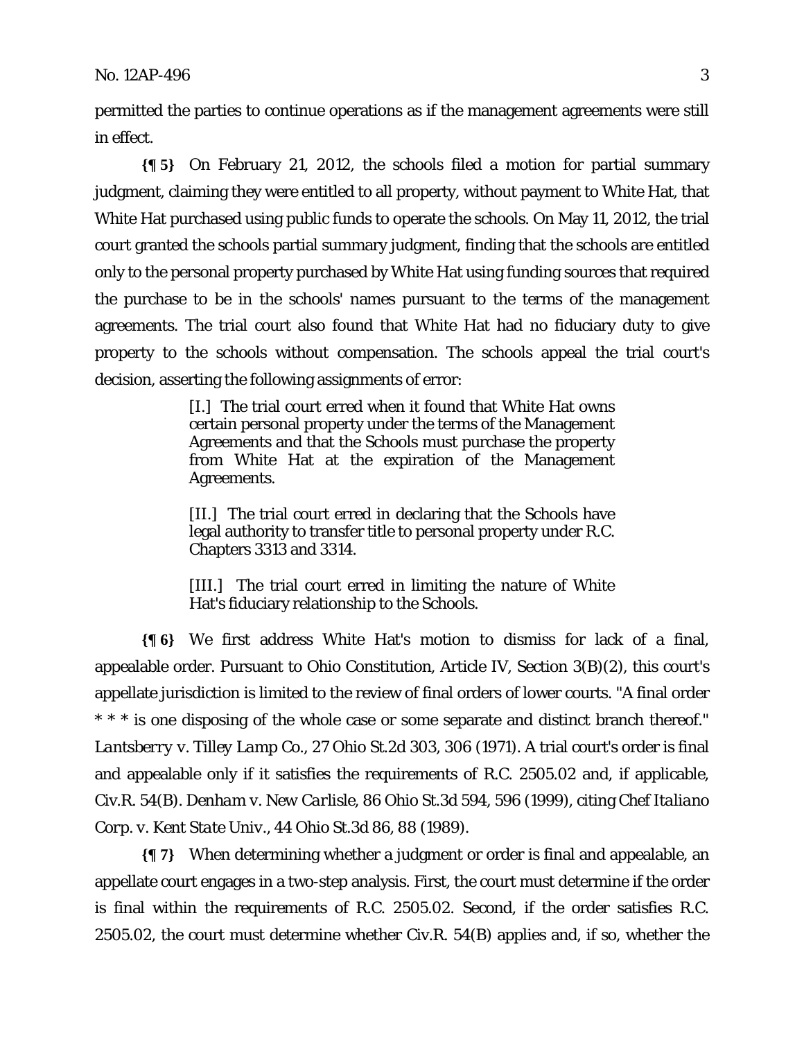permitted the parties to continue operations as if the management agreements were still in effect.

**{¶ 5}** On February 21, 2012, the schools filed a motion for partial summary judgment, claiming they were entitled to all property, without payment to White Hat, that White Hat purchased using public funds to operate the schools. On May 11, 2012, the trial court granted the schools partial summary judgment, finding that the schools are entitled only to the personal property purchased by White Hat using funding sources that required the purchase to be in the schools' names pursuant to the terms of the management agreements. The trial court also found that White Hat had no fiduciary duty to give property to the schools without compensation. The schools appeal the trial court's decision, asserting the following assignments of error:

> [I.] The trial court erred when it found that White Hat owns certain personal property under the terms of the Management Agreements and that the Schools must purchase the property from White Hat at the expiration of the Management Agreements.
>
> [II.] The trial court erred in declaring that the Schools have legal authority to transfer title to personal property under R.C. Chapters 3313 and 3314.
>
> [III.] The trial court erred in limiting the nature of White Hat's fiduciary relationship to the Schools.

**{¶ 6}** We first address White Hat's motion to dismiss for lack of a final, appealable order. Pursuant to Ohio Constitution, Article IV, Section 3(B)(2), this court's appellate jurisdiction is limited to the review of final orders of lower courts. "A final order * * * is one disposing of the whole case or some separate and distinct branch thereof." *Lantsberry v. Tilley Lamp Co.*, 27 Ohio St.2d 303, 306 (1971). A trial court's order is final and appealable only if it satisfies the requirements of R.C. 2505.02 and, if applicable, Civ.R. 54(B). *Denham v. New Carlisle*, 86 Ohio St.3d 594, 596 (1999), citing *Chef Italiano Corp. v. Kent State Univ.*, 44 Ohio St.3d 86, 88 (1989).

**{¶ 7}** When determining whether a judgment or order is final and appealable, an appellate court engages in a two-step analysis. First, the court must determine if the order is final within the requirements of R.C. 2505.02. Second, if the order satisfies R.C. 2505.02, the court must determine whether Civ.R. 54(B) applies and, if so, whether the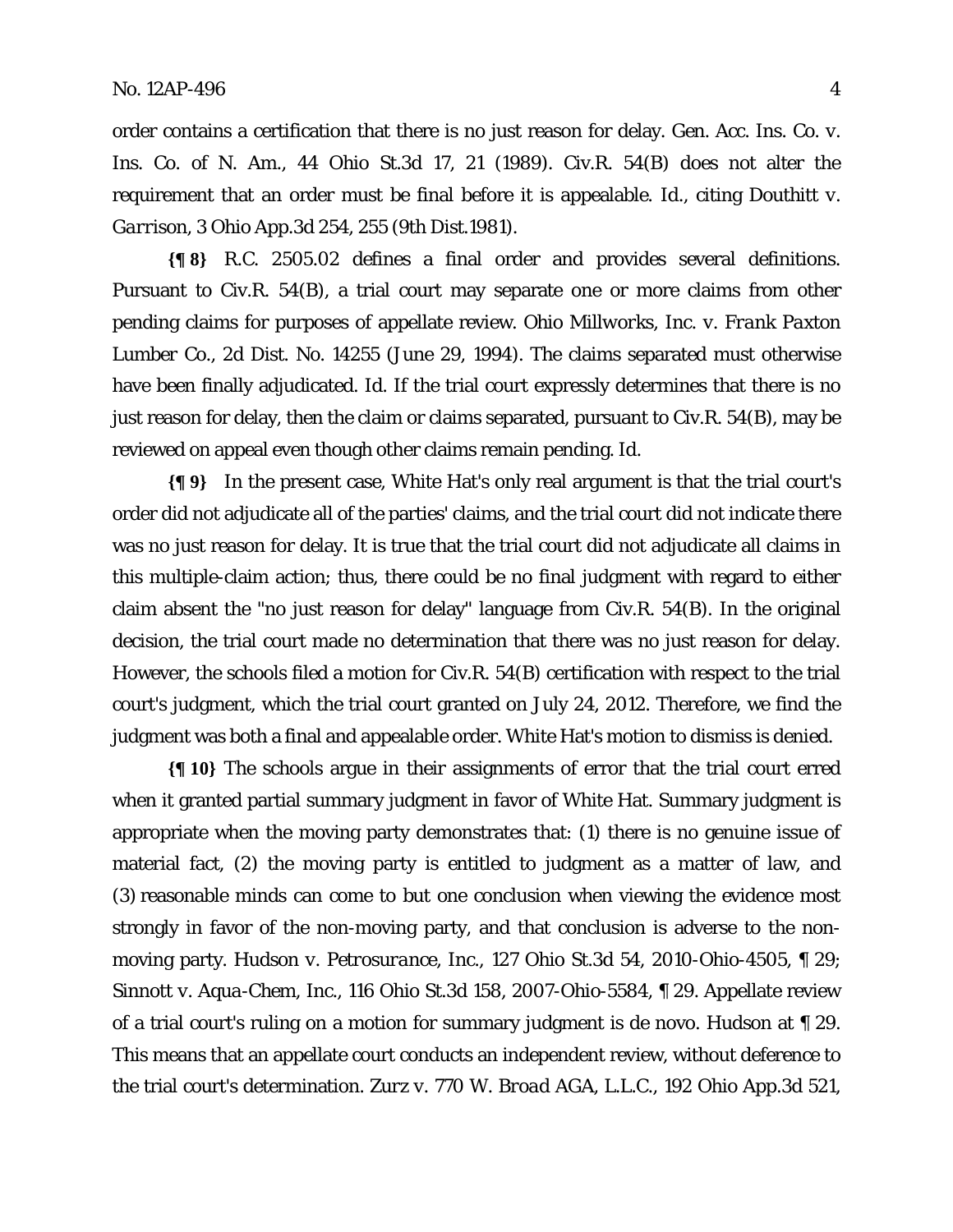order contains a certification that there is no just reason for delay. *Gen. Acc. Ins. Co. v. Ins. Co. of N. Am.*, 44 Ohio St.3d 17, 21 (1989). Civ.R. 54(B) does not alter the requirement that an order must be final before it is appealable. *Id.*, citing *Douthitt v. Garrison*, 3 Ohio App.3d 254, 255 (9th Dist.1981).

**{¶ 8}** R.C. 2505.02 defines a final order and provides several definitions. Pursuant to Civ.R. 54(B), a trial court may separate one or more claims from other pending claims for purposes of appellate review. *Ohio Millworks, Inc. v. Frank Paxton Lumber Co.*, 2d Dist. No. 14255 (June 29, 1994). The claims separated must otherwise have been finally adjudicated. *Id.* If the trial court expressly determines that there is no just reason for delay, then the claim or claims separated, pursuant to Civ.R. 54(B), may be reviewed on appeal even though other claims remain pending. *Id.*

**{¶ 9}** In the present case, White Hat's only real argument is that the trial court's order did not adjudicate all of the parties' claims, and the trial court did not indicate there was no just reason for delay. It is true that the trial court did not adjudicate all claims in this multiple-claim action; thus, there could be no final judgment with regard to either claim absent the "no just reason for delay" language from Civ.R. 54(B). In the original decision, the trial court made no determination that there was no just reason for delay. However, the schools filed a motion for Civ.R. 54(B) certification with respect to the trial court's judgment, which the trial court granted on July 24, 2012. Therefore, we find the judgment was both a final and appealable order. White Hat's motion to dismiss is denied.

**{¶ 10}** The schools argue in their assignments of error that the trial court erred when it granted partial summary judgment in favor of White Hat. Summary judgment is appropriate when the moving party demonstrates that: (1) there is no genuine issue of material fact, (2) the moving party is entitled to judgment as a matter of law, and (3) reasonable minds can come to but one conclusion when viewing the evidence most strongly in favor of the non-moving party, and that conclusion is adverse to the non-moving party. *Hudson v. Petrosurance, Inc.*, 127 Ohio St.3d 54, 2010-Ohio-4505, ¶ 29; *Sinnott v. Aqua-Chem, Inc.*, 116 Ohio St.3d 158, 2007-Ohio-5584, ¶ 29. Appellate review of a trial court's ruling on a motion for summary judgment is de novo. *Hudson* at ¶ 29. This means that an appellate court conducts an independent review, without deference to the trial court's determination. *Zurz v. 770 W. Broad AGA, L.L.C.*, 192 Ohio App.3d 521,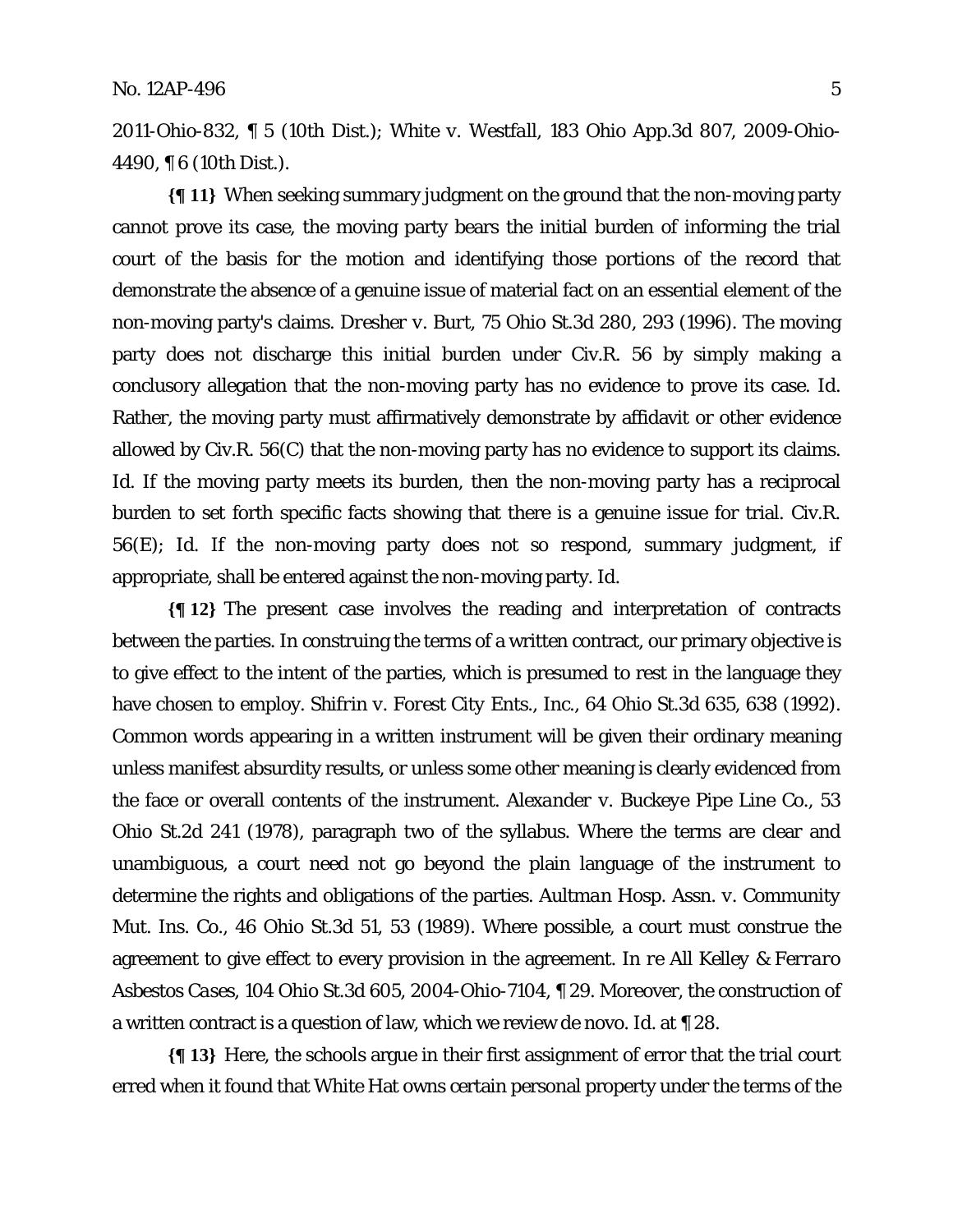2011-Ohio-832, ¶ 5 (10th Dist.); *White v. Westfall*, 183 Ohio App.3d 807, 2009-Ohio-4490, ¶ 6 (10th Dist.).

**{¶ 11}** When seeking summary judgment on the ground that the non-moving party cannot prove its case, the moving party bears the initial burden of informing the trial court of the basis for the motion and identifying those portions of the record that demonstrate the absence of a genuine issue of material fact on an essential element of the non-moving party's claims. *Dresher v. Burt*, 75 Ohio St.3d 280, 293 (1996). The moving party does not discharge this initial burden under Civ.R. 56 by simply making a conclusory allegation that the non-moving party has no evidence to prove its case. *Id.* Rather, the moving party must affirmatively demonstrate by affidavit or other evidence allowed by Civ.R. 56(C) that the non-moving party has no evidence to support its claims. *Id.* If the moving party meets its burden, then the non-moving party has a reciprocal burden to set forth specific facts showing that there is a genuine issue for trial. Civ.R. 56(E); *Id.* If the non-moving party does not so respond, summary judgment, if appropriate, shall be entered against the non-moving party. *Id.*

**{¶ 12}** The present case involves the reading and interpretation of contracts between the parties. In construing the terms of a written contract, our primary objective is to give effect to the intent of the parties, which is presumed to rest in the language they have chosen to employ. *Shifrin v. Forest City Ents., Inc.*, 64 Ohio St.3d 635, 638 (1992). Common words appearing in a written instrument will be given their ordinary meaning unless manifest absurdity results, or unless some other meaning is clearly evidenced from the face or overall contents of the instrument. *Alexander v. Buckeye Pipe Line Co.*, 53 Ohio St.2d 241 (1978), paragraph two of the syllabus. Where the terms are clear and unambiguous, a court need not go beyond the plain language of the instrument to determine the rights and obligations of the parties. *Aultman Hosp. Assn. v. Community Mut. Ins. Co.*, 46 Ohio St.3d 51, 53 (1989). Where possible, a court must construe the agreement to give effect to every provision in the agreement. *In re All Kelley & Ferraro Asbestos Cases*, 104 Ohio St.3d 605, 2004-Ohio-7104, ¶ 29. Moreover, the construction of a written contract is a question of law, which we review de novo. *Id.* at ¶ 28.

**{¶ 13}** Here, the schools argue in their first assignment of error that the trial court erred when it found that White Hat owns certain personal property under the terms of the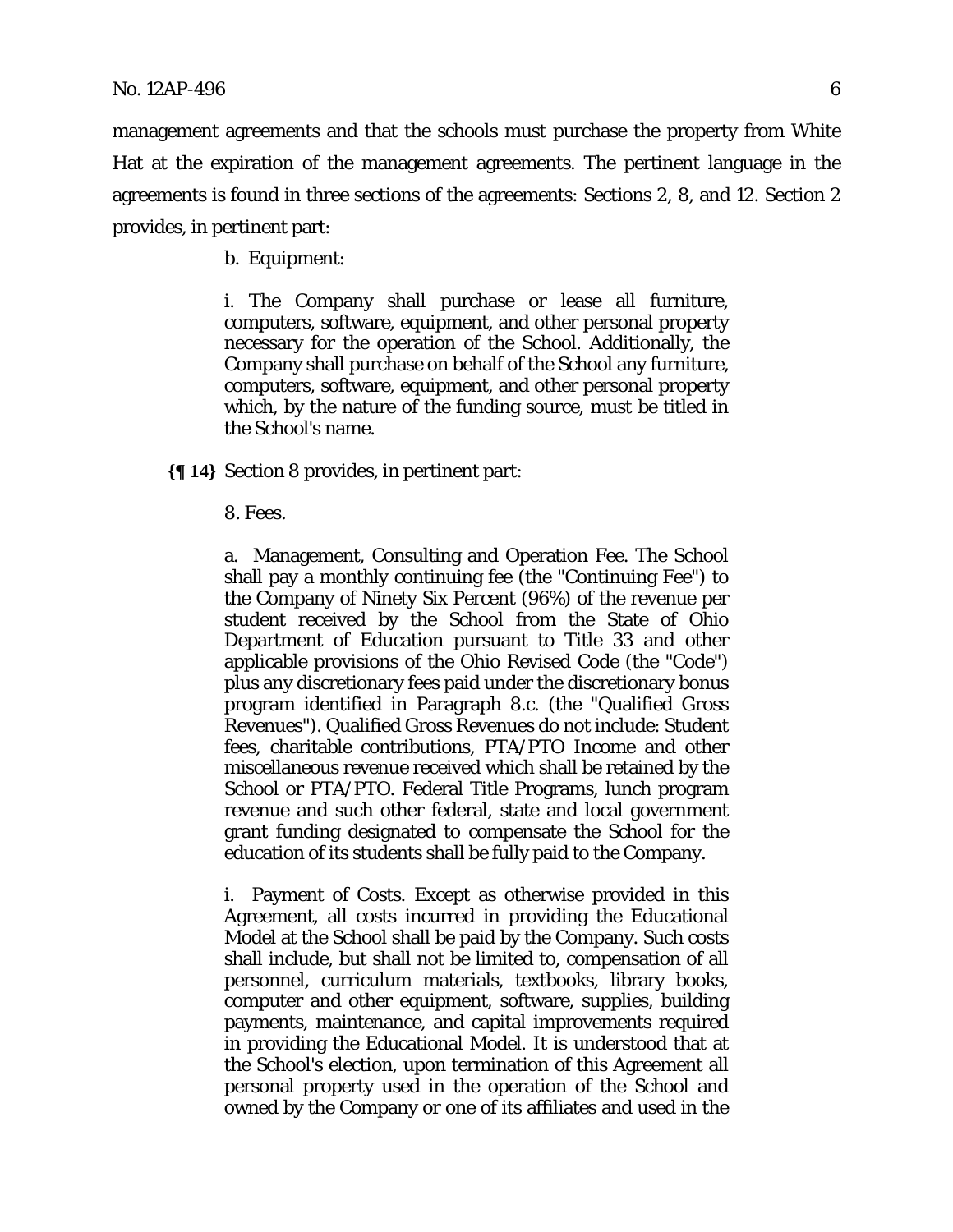management agreements and that the schools must purchase the property from White Hat at the expiration of the management agreements. The pertinent language in the agreements is found in three sections of the agreements: Sections 2, 8, and 12. Section 2 provides, in pertinent part:

> b. Equipment:
>
> i. The Company shall purchase or lease all furniture, computers, software, equipment, and other personal property necessary for the operation of the School. Additionally, the Company shall purchase on behalf of the School any furniture, computers, software, equipment, and other personal property which, by the nature of the funding source, must be titled in the School's name.

**{¶ 14}** Section 8 provides, in pertinent part:

> 8. Fees.
>
> a. Management, Consulting and Operation Fee. The School shall pay a monthly continuing fee (the "Continuing Fee") to the Company of Ninety Six Percent (96%) of the revenue per student received by the School from the State of Ohio Department of Education pursuant to Title 33 and other applicable provisions of the Ohio Revised Code (the "Code") plus any discretionary fees paid under the discretionary bonus program identified in Paragraph 8.c. (the "Qualified Gross Revenues"). Qualified Gross Revenues do not include: Student fees, charitable contributions, PTA/PTO Income and other miscellaneous revenue received which shall be retained by the School or PTA/PTO. Federal Title Programs, lunch program revenue and such other federal, state and local government grant funding designated to compensate the School for the education of its students shall be fully paid to the Company.
>
> i. Payment of Costs. Except as otherwise provided in this Agreement, all costs incurred in providing the Educational Model at the School shall be paid by the Company. Such costs shall include, but shall not be limited to, compensation of all personnel, curriculum materials, textbooks, library books, computer and other equipment, software, supplies, building payments, maintenance, and capital improvements required in providing the Educational Model. It is understood that at the School's election, upon termination of this Agreement all personal property used in the operation of the School and owned by the Company or one of its affiliates and used in the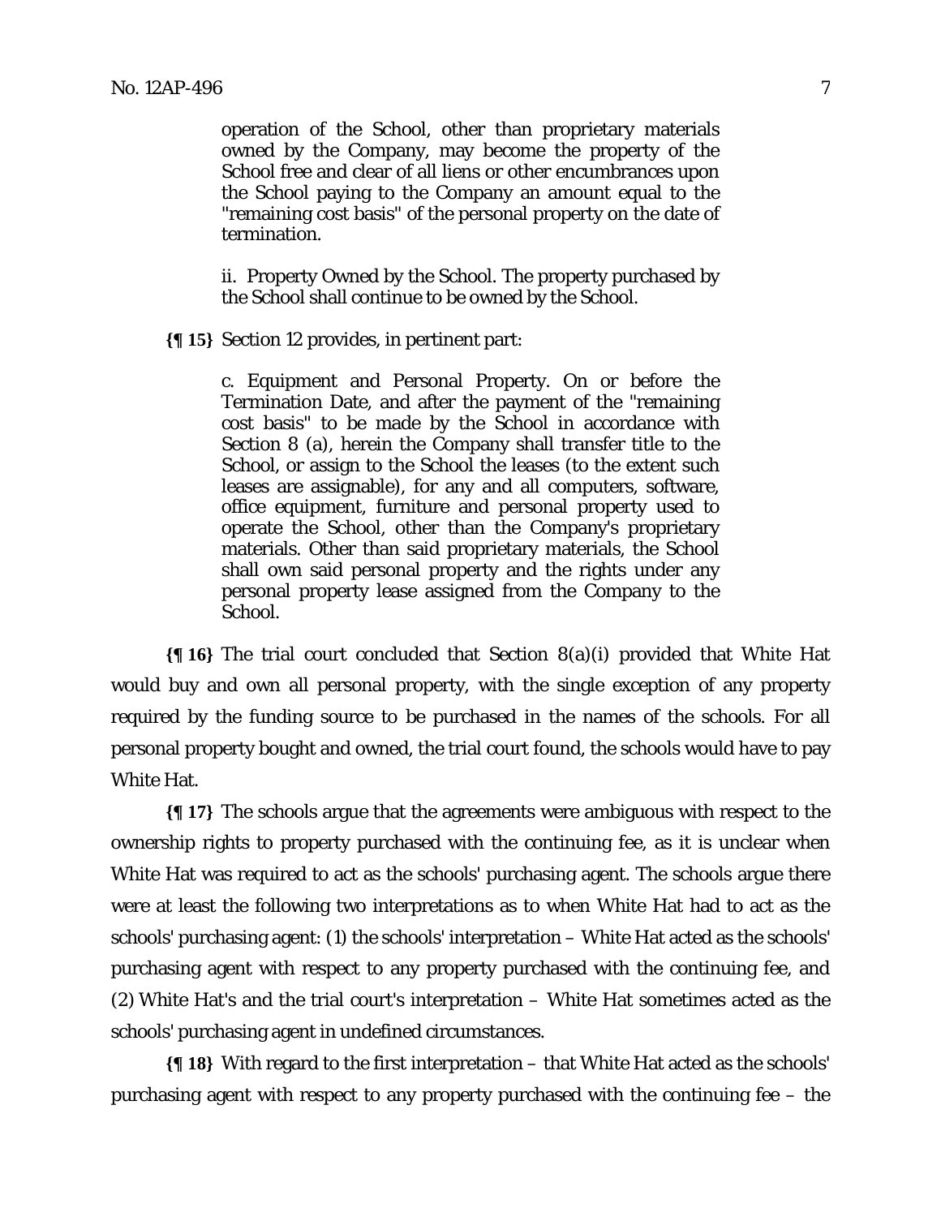operation of the School, other than proprietary materials owned by the Company, may become the property of the School free and clear of all liens or other encumbrances upon the School paying to the Company an amount equal to the "remaining cost basis" of the personal property on the date of termination.

> ii. Property Owned by the School. The property purchased by the School shall continue to be owned by the School.

**{¶ 15}** Section 12 provides, in pertinent part:

> c. Equipment and Personal Property. On or before the Termination Date, and after the payment of the "remaining cost basis" to be made by the School in accordance with Section 8 (a), herein the Company shall transfer title to the School, or assign to the School the leases (to the extent such leases are assignable), for any and all computers, software, office equipment, furniture and personal property used to operate the School, other than the Company's proprietary materials. Other than said proprietary materials, the School shall own said personal property and the rights under any personal property lease assigned from the Company to the School.

**{¶ 16}** The trial court concluded that Section 8(a)(i) provided that White Hat would buy and own all personal property, with the single exception of any property required by the funding source to be purchased in the names of the schools. For all personal property bought and owned, the trial court found, the schools would have to pay White Hat.

**{¶ 17}** The schools argue that the agreements were ambiguous with respect to the ownership rights to property purchased with the continuing fee, as it is unclear when White Hat was required to act as the schools' purchasing agent. The schools argue there were at least the following two interpretations as to when White Hat had to act as the schools' purchasing agent: (1) the schools' interpretation – White Hat acted as the schools' purchasing agent with respect to any property purchased with the continuing fee, and (2) White Hat's and the trial court's interpretation – White Hat sometimes acted as the schools' purchasing agent in undefined circumstances.

**{¶ 18}** With regard to the first interpretation – that White Hat acted as the schools' purchasing agent with respect to any property purchased with the continuing fee – the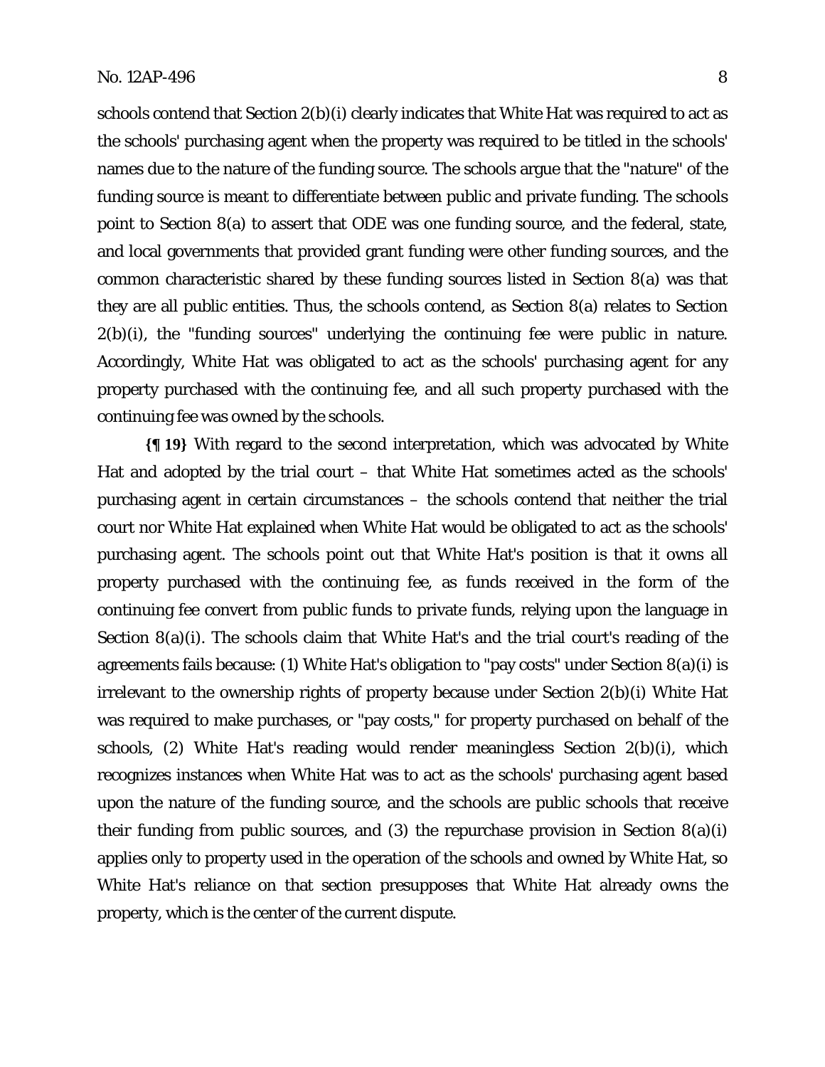schools contend that Section 2(b)(i) clearly indicates that White Hat was required to act as the schools' purchasing agent when the property was required to be titled in the schools' names due to the nature of the funding source. The schools argue that the "nature" of the funding source is meant to differentiate between public and private funding. The schools point to Section 8(a) to assert that ODE was one funding source, and the federal, state, and local governments that provided grant funding were other funding sources, and the common characteristic shared by these funding sources listed in Section 8(a) was that they are all public entities. Thus, the schools contend, as Section 8(a) relates to Section 2(b)(i), the "funding sources" underlying the continuing fee were public in nature. Accordingly, White Hat was obligated to act as the schools' purchasing agent for any property purchased with the continuing fee, and all such property purchased with the continuing fee was owned by the schools.

**{¶ 19}** With regard to the second interpretation, which was advocated by White Hat and adopted by the trial court – that White Hat sometimes acted as the schools' purchasing agent in certain circumstances – the schools contend that neither the trial court nor White Hat explained when White Hat would be obligated to act as the schools' purchasing agent. The schools point out that White Hat's position is that it owns all property purchased with the continuing fee, as funds received in the form of the continuing fee convert from public funds to private funds, relying upon the language in Section 8(a)(i). The schools claim that White Hat's and the trial court's reading of the agreements fails because: (1) White Hat's obligation to "pay costs" under Section 8(a)(i) is irrelevant to the ownership rights of property because under Section 2(b)(i) White Hat was required to make purchases, or "pay costs," for property purchased on behalf of the schools, (2) White Hat's reading would render meaningless Section 2(b)(i), which recognizes instances when White Hat was to act as the schools' purchasing agent based upon the nature of the funding source, and the schools are public schools that receive their funding from public sources, and (3) the repurchase provision in Section 8(a)(i) applies only to property used in the operation of the schools and owned by White Hat, so White Hat's reliance on that section presupposes that White Hat already owns the property, which is the center of the current dispute.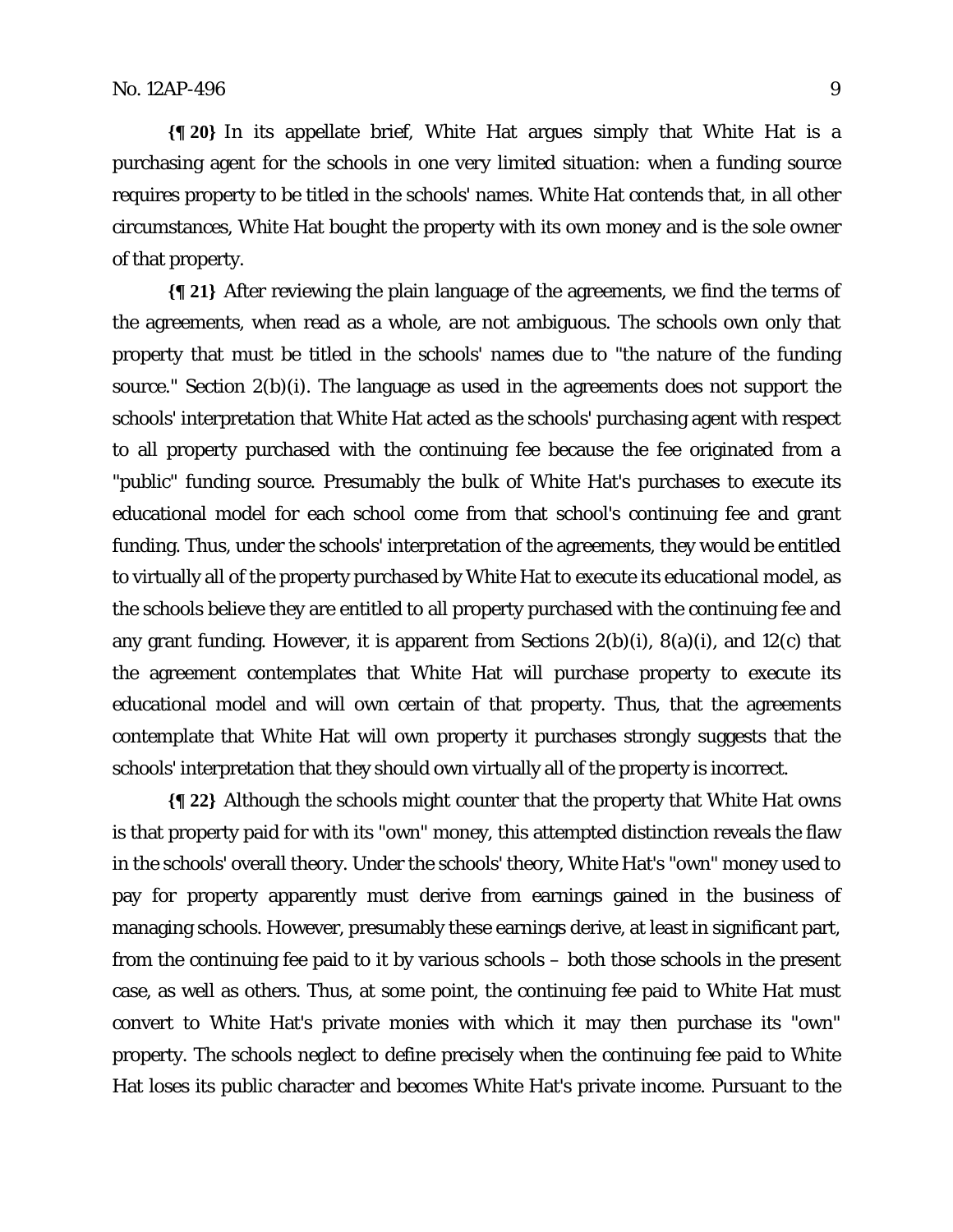**{¶ 20}** In its appellate brief, White Hat argues simply that White Hat is a purchasing agent for the schools in one very limited situation: when a funding source requires property to be titled in the schools' names. White Hat contends that, in all other circumstances, White Hat bought the property with its own money and is the sole owner of that property.

**{¶ 21}** After reviewing the plain language of the agreements, we find the terms of the agreements, when read as a whole, are not ambiguous. The schools own only that property that must be titled in the schools' names due to "the nature of the funding source." Section 2(b)(i). The language as used in the agreements does not support the schools' interpretation that White Hat acted as the schools' purchasing agent with respect to all property purchased with the continuing fee because the fee originated from a "public" funding source. Presumably the bulk of White Hat's purchases to execute its educational model for each school come from that school's continuing fee and grant funding. Thus, under the schools' interpretation of the agreements, they would be entitled to virtually all of the property purchased by White Hat to execute its educational model, as the schools believe they are entitled to all property purchased with the continuing fee and any grant funding. However, it is apparent from Sections 2(b)(i), 8(a)(i), and 12(c) that the agreement contemplates that White Hat will purchase property to execute its educational model and will own certain of that property. Thus, that the agreements contemplate that White Hat will own property it purchases strongly suggests that the schools' interpretation that they should own virtually all of the property is incorrect.

**{¶ 22}** Although the schools might counter that the property that White Hat owns is that property paid for with its "own" money, this attempted distinction reveals the flaw in the schools' overall theory. Under the schools' theory, White Hat's "own" money used to pay for property apparently must derive from earnings gained in the business of managing schools. However, presumably these earnings derive, at least in significant part, from the continuing fee paid to it by various schools – both those schools in the present case, as well as others. Thus, at some point, the continuing fee paid to White Hat must convert to White Hat's private monies with which it may then purchase its "own" property. The schools neglect to define precisely when the continuing fee paid to White Hat loses its public character and becomes White Hat's private income. Pursuant to the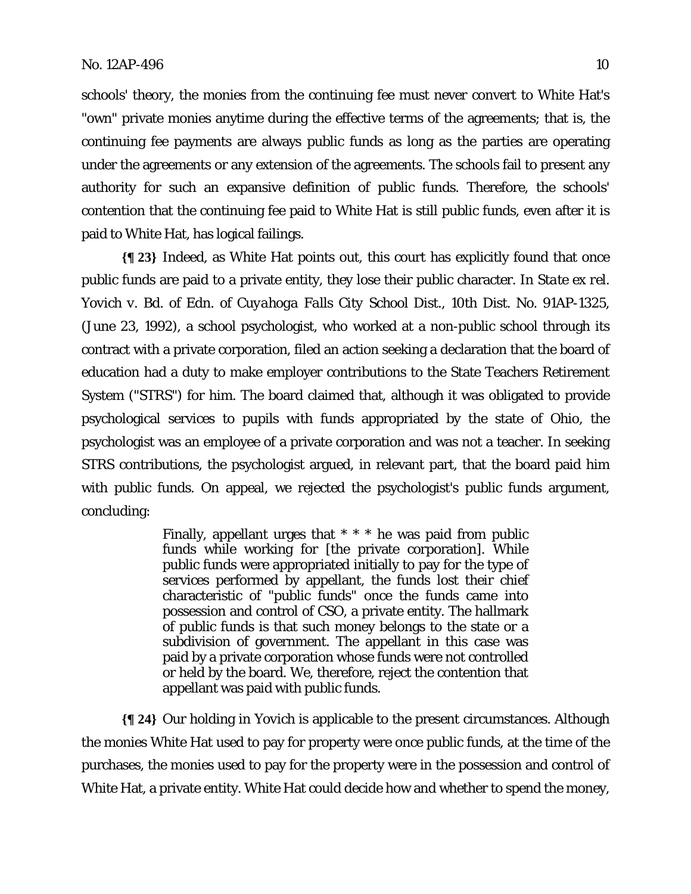schools' theory, the monies from the continuing fee must never convert to White Hat's "own" private monies anytime during the effective terms of the agreements; that is, the continuing fee payments are always public funds as long as the parties are operating under the agreements or any extension of the agreements. The schools fail to present any authority for such an expansive definition of public funds. Therefore, the schools' contention that the continuing fee paid to White Hat is still public funds, even after it is paid to White Hat, has logical failings.

**{¶ 23}** Indeed, as White Hat points out, this court has explicitly found that once public funds are paid to a private entity, they lose their public character. In *State ex rel. Yovich v. Bd. of Edn. of Cuyahoga Falls City School Dist.*, 10th Dist. No. 91AP-1325, (June 23, 1992), a school psychologist, who worked at a non-public school through its contract with a private corporation, filed an action seeking a declaration that the board of education had a duty to make employer contributions to the State Teachers Retirement System ("STRS") for him. The board claimed that, although it was obligated to provide psychological services to pupils with funds appropriated by the state of Ohio, the psychologist was an employee of a private corporation and was not a teacher. In seeking STRS contributions, the psychologist argued, in relevant part, that the board paid him with public funds. On appeal, we rejected the psychologist's public funds argument, concluding:

> Finally, appellant urges that * * * he was paid from public funds while working for [the private corporation]. While public funds were appropriated initially to pay for the type of services performed by appellant, the funds lost their chief characteristic of "public funds" once the funds came into possession and control of CSO, a private entity. The hallmark of public funds is that such money belongs to the state or a subdivision of government. The appellant in this case was paid by a private corporation whose funds were not controlled or held by the board. We, therefore, reject the contention that appellant was paid with public funds.

**{¶ 24}** Our holding in *Yovich* is applicable to the present circumstances. Although the monies White Hat used to pay for property were once public funds, at the time of the purchases, the monies used to pay for the property were in the possession and control of White Hat, a private entity. White Hat could decide how and whether to spend the money,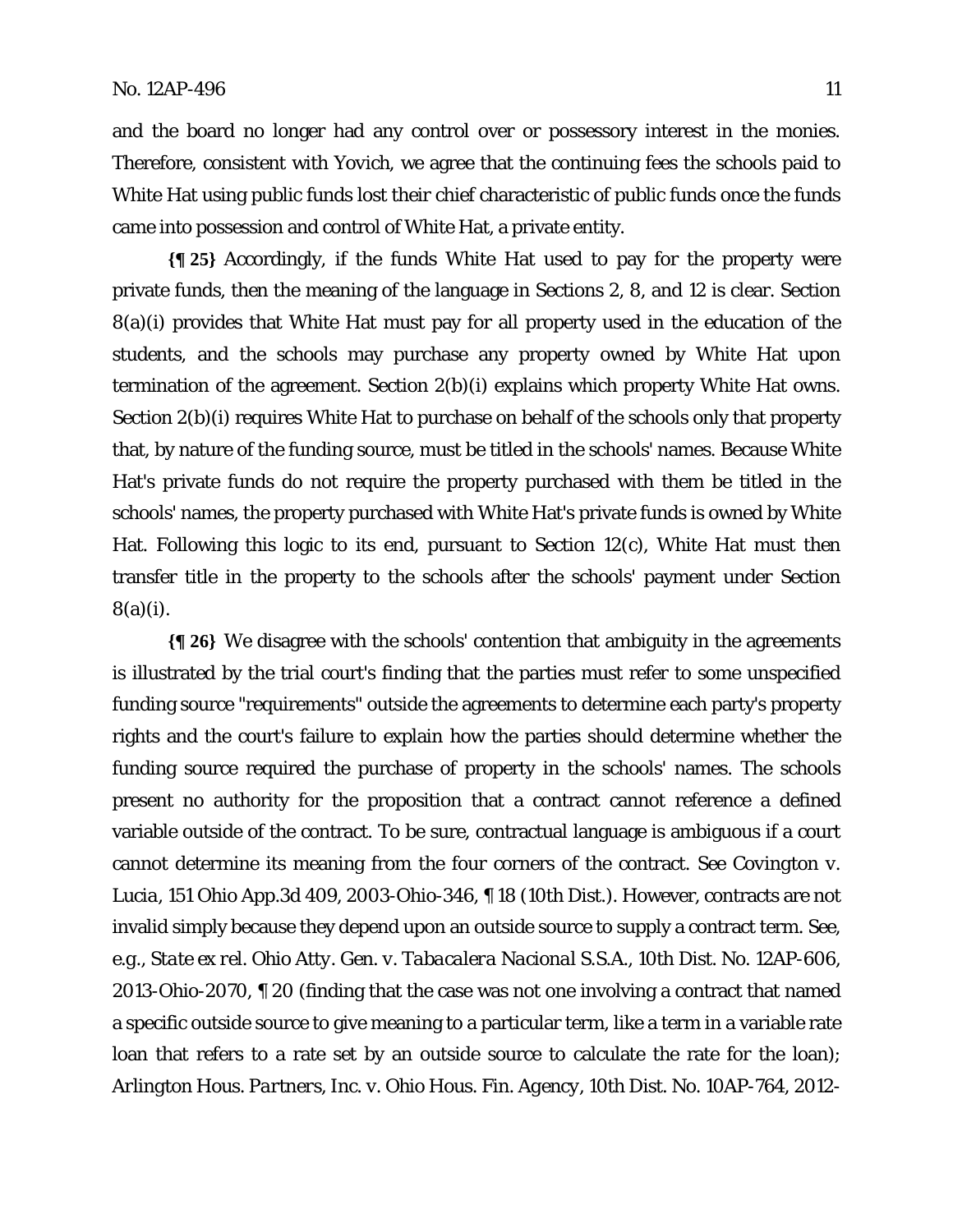and the board no longer had any control over or possessory interest in the monies. Therefore, consistent with Yovich, we agree that the continuing fees the schools paid to White Hat using public funds lost their chief characteristic of public funds once the funds came into possession and control of White Hat, a private entity.

**{¶ 25}** Accordingly, if the funds White Hat used to pay for the property were private funds, then the meaning of the language in Sections 2, 8, and 12 is clear. Section 8(a)(i) provides that White Hat must pay for all property used in the education of the students, and the schools may purchase any property owned by White Hat upon termination of the agreement. Section 2(b)(i) explains which property White Hat owns. Section 2(b)(i) requires White Hat to purchase on behalf of the schools only that property that, by nature of the funding source, must be titled in the schools' names. Because White Hat's private funds do not require the property purchased with them be titled in the schools' names, the property purchased with White Hat's private funds is owned by White Hat. Following this logic to its end, pursuant to Section 12(c), White Hat must then transfer title in the property to the schools after the schools' payment under Section 8(a)(i).

**{¶ 26}** We disagree with the schools' contention that ambiguity in the agreements is illustrated by the trial court's finding that the parties must refer to some unspecified funding source "requirements" outside the agreements to determine each party's property rights and the court's failure to explain how the parties should determine whether the funding source required the purchase of property in the schools' names. The schools present no authority for the proposition that a contract cannot reference a defined variable outside of the contract. To be sure, contractual language is ambiguous if a court cannot determine its meaning from the four corners of the contract. See *Covington v. Lucia*, 151 Ohio App.3d 409, 2003-Ohio-346, ¶ 18 (10th Dist.). However, contracts are not invalid simply because they depend upon an outside source to supply a contract term. See, e.g., *State ex rel. Ohio Atty. Gen. v. Tabacalera Nacional S.S.A.*, 10th Dist. No. 12AP-606, 2013-Ohio-2070, ¶ 20 (finding that the case was not one involving a contract that named a specific outside source to give meaning to a particular term, like a term in a variable rate loan that refers to a rate set by an outside source to calculate the rate for the loan); *Arlington Hous. Partners, Inc. v. Ohio Hous. Fin. Agency*, 10th Dist. No. 10AP-764, 2012-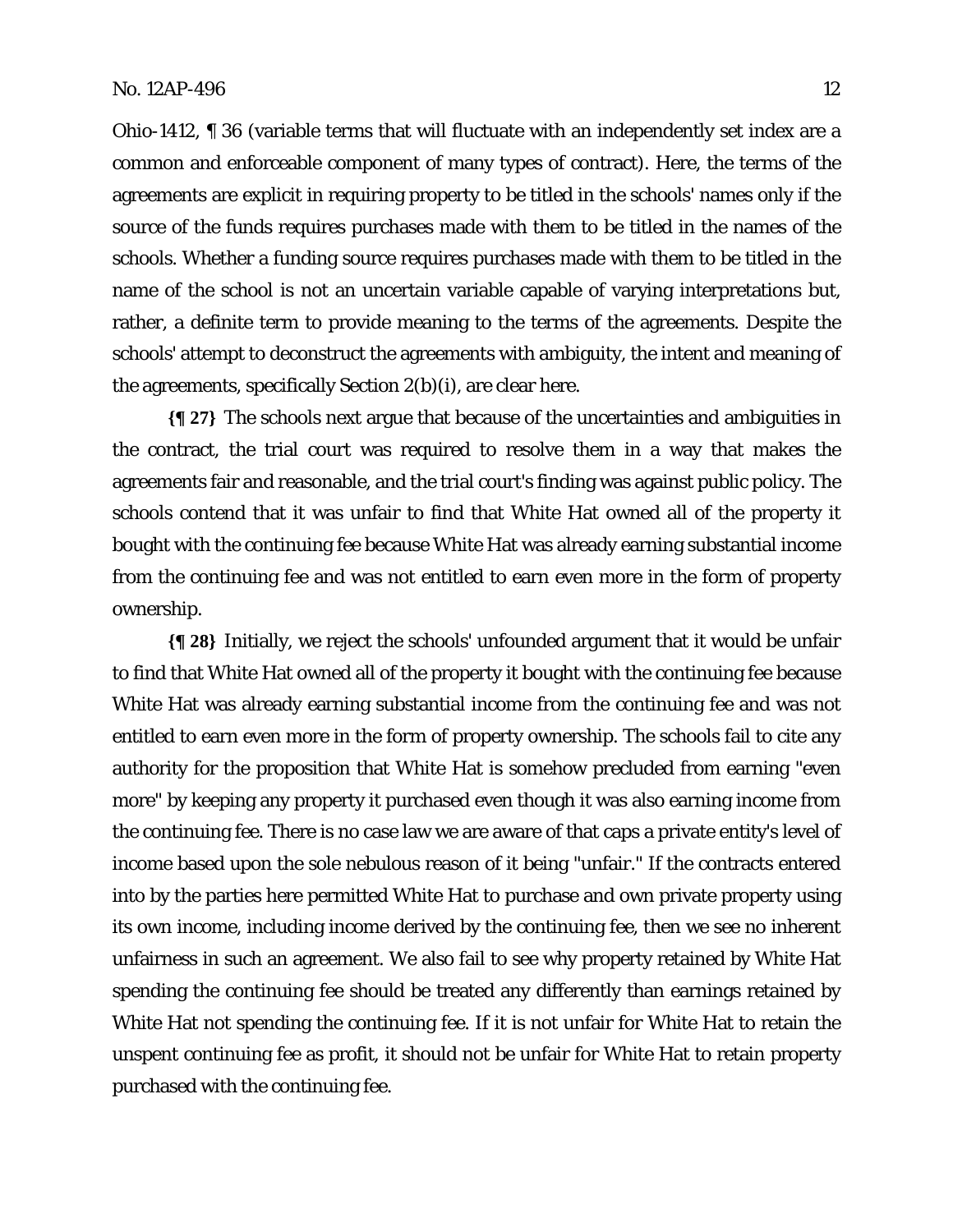Ohio-1412, ¶ 36 (variable terms that will fluctuate with an independently set index are a common and enforceable component of many types of contract). Here, the terms of the agreements are explicit in requiring property to be titled in the schools' names only if the source of the funds requires purchases made with them to be titled in the names of the schools. Whether a funding source requires purchases made with them to be titled in the name of the school is not an uncertain variable capable of varying interpretations but, rather, a definite term to provide meaning to the terms of the agreements. Despite the schools' attempt to deconstruct the agreements with ambiguity, the intent and meaning of the agreements, specifically Section 2(b)(i), are clear here.

**{¶ 27}** The schools next argue that because of the uncertainties and ambiguities in the contract, the trial court was required to resolve them in a way that makes the agreements fair and reasonable, and the trial court's finding was against public policy. The schools contend that it was unfair to find that White Hat owned all of the property it bought with the continuing fee because White Hat was already earning substantial income from the continuing fee and was not entitled to earn even more in the form of property ownership.

**{¶ 28}** Initially, we reject the schools' unfounded argument that it would be unfair to find that White Hat owned all of the property it bought with the continuing fee because White Hat was already earning substantial income from the continuing fee and was not entitled to earn even more in the form of property ownership. The schools fail to cite any authority for the proposition that White Hat is somehow precluded from earning "even more" by keeping any property it purchased even though it was also earning income from the continuing fee. There is no case law we are aware of that caps a private entity's level of income based upon the sole nebulous reason of it being "unfair." If the contracts entered into by the parties here permitted White Hat to purchase and own private property using its own income, including income derived by the continuing fee, then we see no inherent unfairness in such an agreement. We also fail to see why property retained by White Hat spending the continuing fee should be treated any differently than earnings retained by White Hat not spending the continuing fee. If it is not unfair for White Hat to retain the unspent continuing fee as profit, it should not be unfair for White Hat to retain property purchased with the continuing fee.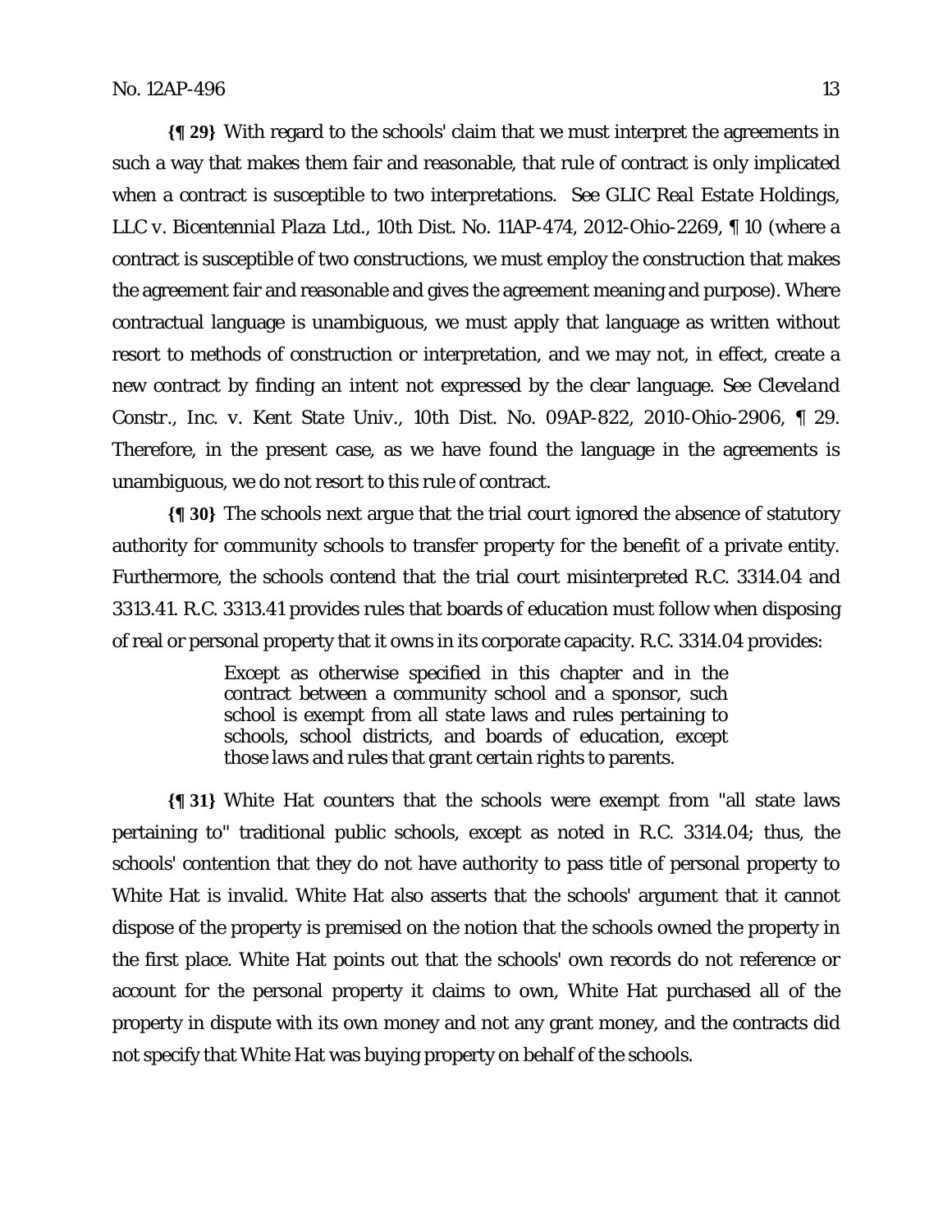**{¶ 29}** With regard to the schools' claim that we must interpret the agreements in such a way that makes them fair and reasonable, that rule of contract is only implicated when a contract is susceptible to two interpretations. See *GLIC Real Estate Holdings, LLC v. Bicentennial Plaza Ltd.*, 10th Dist. No. 11AP-474, 2012-Ohio-2269, ¶ 10 (where a contract is susceptible of two constructions, we must employ the construction that makes the agreement fair and reasonable and gives the agreement meaning and purpose). Where contractual language is unambiguous, we must apply that language as written without resort to methods of construction or interpretation, and we may not, in effect, create a new contract by finding an intent not expressed by the clear language. See *Cleveland Constr., Inc. v. Kent State Univ.*, 10th Dist. No. 09AP-822, 2010-Ohio-2906, ¶ 29. Therefore, in the present case, as we have found the language in the agreements is unambiguous, we do not resort to this rule of contract.

**{¶ 30}** The schools next argue that the trial court ignored the absence of statutory authority for community schools to transfer property for the benefit of a private entity. Furthermore, the schools contend that the trial court misinterpreted R.C. 3314.04 and 3313.41. R.C. 3313.41 provides rules that boards of education must follow when disposing of real or personal property that it owns in its corporate capacity. R.C. 3314.04 provides:

> Except as otherwise specified in this chapter and in the contract between a community school and a sponsor, such school is exempt from all state laws and rules pertaining to schools, school districts, and boards of education, except those laws and rules that grant certain rights to parents.

**{¶ 31}** White Hat counters that the schools were exempt from "all state laws pertaining to" traditional public schools, except as noted in R.C. 3314.04; thus, the schools' contention that they do not have authority to pass title of personal property to White Hat is invalid. White Hat also asserts that the schools' argument that it cannot dispose of the property is premised on the notion that the schools owned the property in the first place. White Hat points out that the schools' own records do not reference or account for the personal property it claims to own, White Hat purchased all of the property in dispute with its own money and not any grant money, and the contracts did not specify that White Hat was buying property on behalf of the schools.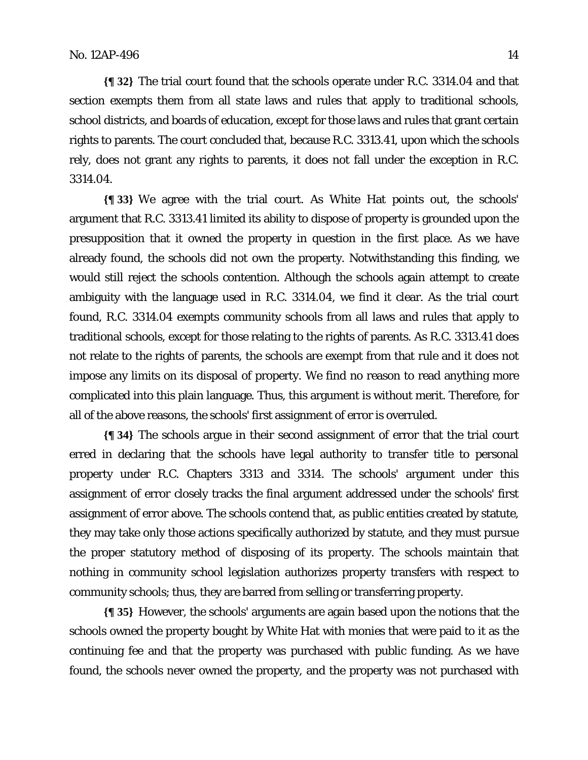**{¶ 32}** The trial court found that the schools operate under R.C. 3314.04 and that section exempts them from all state laws and rules that apply to traditional schools, school districts, and boards of education, except for those laws and rules that grant certain rights to parents. The court concluded that, because R.C. 3313.41, upon which the schools rely, does not grant any rights to parents, it does not fall under the exception in R.C. 3314.04.

**{¶ 33}** We agree with the trial court. As White Hat points out, the schools' argument that R.C. 3313.41 limited its ability to dispose of property is grounded upon the presupposition that it owned the property in question in the first place. As we have already found, the schools did not own the property. Notwithstanding this finding, we would still reject the schools contention. Although the schools again attempt to create ambiguity with the language used in R.C. 3314.04, we find it clear. As the trial court found, R.C. 3314.04 exempts community schools from all laws and rules that apply to traditional schools, except for those relating to the rights of parents. As R.C. 3313.41 does not relate to the rights of parents, the schools are exempt from that rule and it does not impose any limits on its disposal of property. We find no reason to read anything more complicated into this plain language. Thus, this argument is without merit. Therefore, for all of the above reasons, the schools' first assignment of error is overruled.

**{¶ 34}** The schools argue in their second assignment of error that the trial court erred in declaring that the schools have legal authority to transfer title to personal property under R.C. Chapters 3313 and 3314. The schools' argument under this assignment of error closely tracks the final argument addressed under the schools' first assignment of error above. The schools contend that, as public entities created by statute, they may take only those actions specifically authorized by statute, and they must pursue the proper statutory method of disposing of its property. The schools maintain that nothing in community school legislation authorizes property transfers with respect to community schools; thus, they are barred from selling or transferring property.

**{¶ 35}** However, the schools' arguments are again based upon the notions that the schools owned the property bought by White Hat with monies that were paid to it as the continuing fee and that the property was purchased with public funding. As we have found, the schools never owned the property, and the property was not purchased with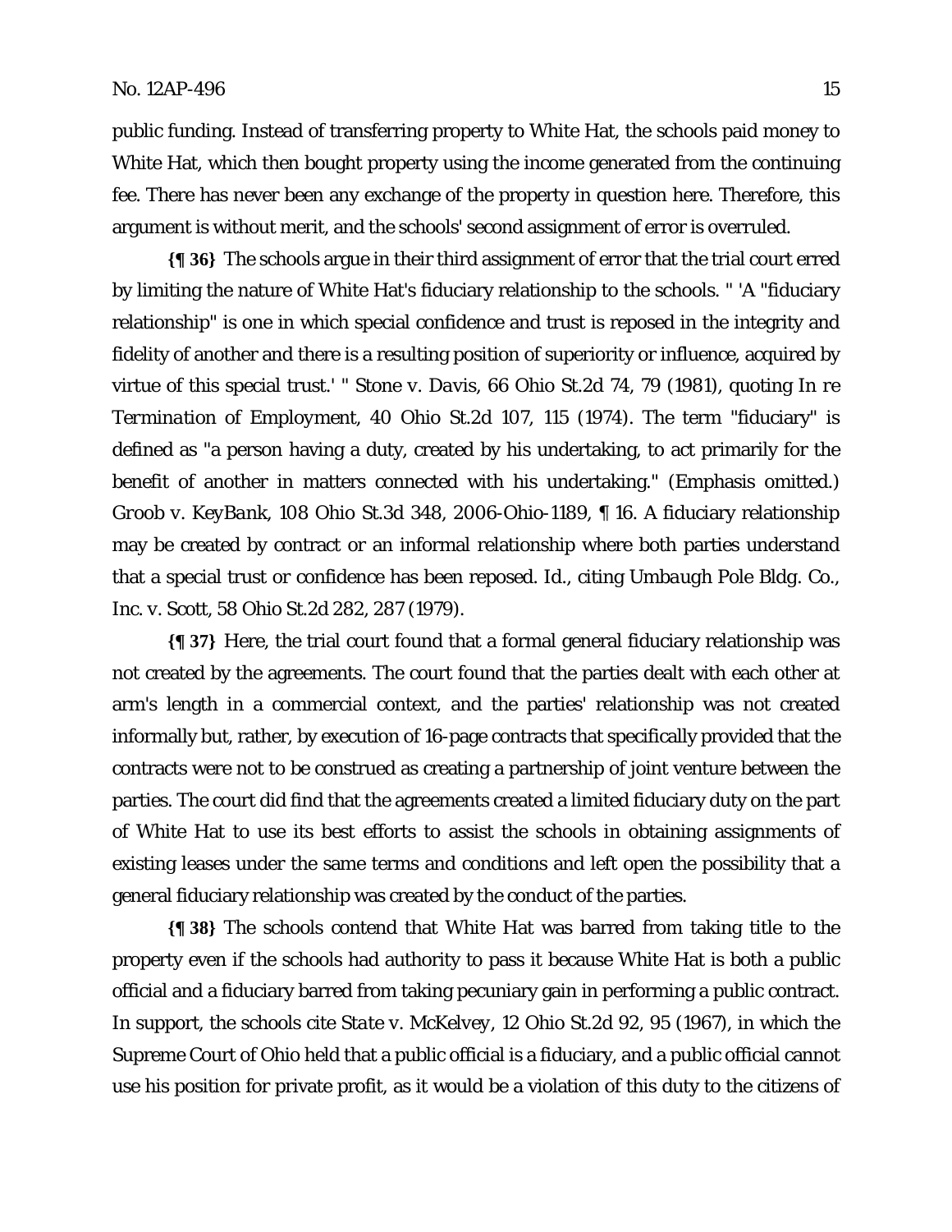public funding. Instead of transferring property to White Hat, the schools paid money to White Hat, which then bought property using the income generated from the continuing fee. There has never been any exchange of the property in question here. Therefore, this argument is without merit, and the schools' second assignment of error is overruled.

**{¶ 36}** The schools argue in their third assignment of error that the trial court erred by limiting the nature of White Hat's fiduciary relationship to the schools. " 'A "fiduciary relationship" is one in which special confidence and trust is reposed in the integrity and fidelity of another and there is a resulting position of superiority or influence, acquired by virtue of this special trust.' " *Stone v. Davis*, 66 Ohio St.2d 74, 79 (1981), quoting *In re Termination of Employment*, 40 Ohio St.2d 107, 115 (1974). The term "fiduciary" is defined as "a person having a duty, created by his undertaking, to act primarily for the benefit of another in matters connected with his undertaking." (Emphasis omitted.) *Groob v. KeyBank*, 108 Ohio St.3d 348, 2006-Ohio-1189, ¶ 16. A fiduciary relationship may be created by contract or an informal relationship where both parties understand that a special trust or confidence has been reposed. *Id.*, citing *Umbaugh Pole Bldg. Co., Inc. v. Scott*, 58 Ohio St.2d 282, 287 (1979).

**{¶ 37}** Here, the trial court found that a formal general fiduciary relationship was not created by the agreements. The court found that the parties dealt with each other at arm's length in a commercial context, and the parties' relationship was not created informally but, rather, by execution of 16-page contracts that specifically provided that the contracts were not to be construed as creating a partnership of joint venture between the parties. The court did find that the agreements created a limited fiduciary duty on the part of White Hat to use its best efforts to assist the schools in obtaining assignments of existing leases under the same terms and conditions and left open the possibility that a general fiduciary relationship was created by the conduct of the parties.

**{¶ 38}** The schools contend that White Hat was barred from taking title to the property even if the schools had authority to pass it because White Hat is both a public official and a fiduciary barred from taking pecuniary gain in performing a public contract. In support, the schools cite *State v. McKelvey*, 12 Ohio St.2d 92, 95 (1967), in which the Supreme Court of Ohio held that a public official is a fiduciary, and a public official cannot use his position for private profit, as it would be a violation of this duty to the citizens of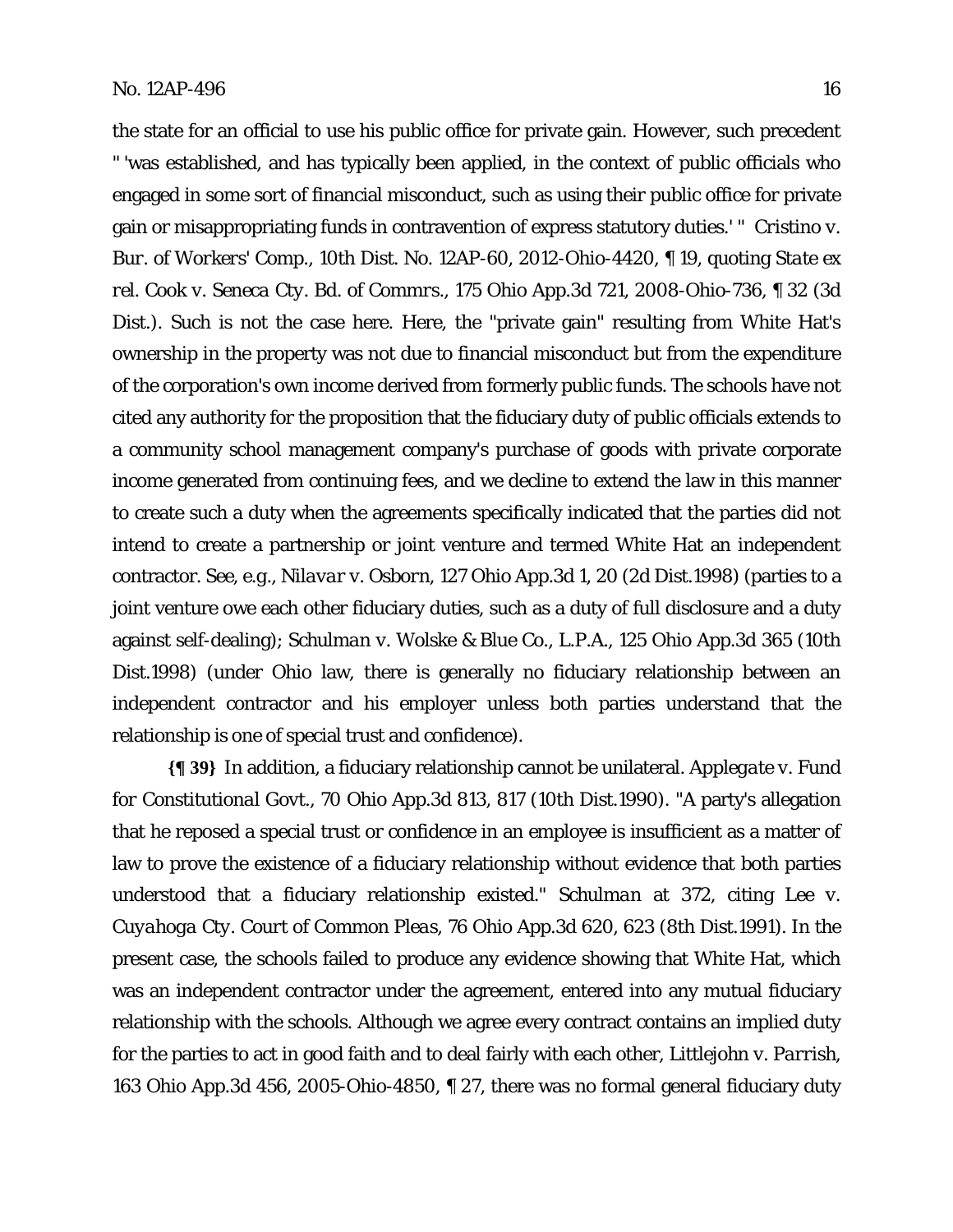the state for an official to use his public office for private gain. However, such precedent " 'was established, and has typically been applied, in the context of public officials who engaged in some sort of financial misconduct, such as using their public office for private gain or misappropriating funds in contravention of express statutory duties.' " *Cristino v. Bur. of Workers' Comp.*, 10th Dist. No. 12AP-60, 2012-Ohio-4420, ¶ 19, quoting *State ex rel. Cook v. Seneca Cty. Bd. of Commrs.*, 175 Ohio App.3d 721, 2008-Ohio-736, ¶ 32 (3d Dist.). Such is not the case here. Here, the "private gain" resulting from White Hat's ownership in the property was not due to financial misconduct but from the expenditure of the corporation's own income derived from formerly public funds. The schools have not cited any authority for the proposition that the fiduciary duty of public officials extends to a community school management company's purchase of goods with private corporate income generated from continuing fees, and we decline to extend the law in this manner to create such a duty when the agreements specifically indicated that the parties did not intend to create a partnership or joint venture and termed White Hat an independent contractor. See, e.g., *Nilavar v. Osborn*, 127 Ohio App.3d 1, 20 (2d Dist.1998) (parties to a joint venture owe each other fiduciary duties, such as a duty of full disclosure and a duty against self-dealing); *Schulman v. Wolske & Blue Co., L.P.A.*, 125 Ohio App.3d 365 (10th Dist.1998) (under Ohio law, there is generally no fiduciary relationship between an independent contractor and his employer unless both parties understand that the relationship is one of special trust and confidence).

**{¶ 39}** In addition, a fiduciary relationship cannot be unilateral. *Applegate v. Fund for Constitutional Govt.*, 70 Ohio App.3d 813, 817 (10th Dist.1990). "A party's allegation that he reposed a special trust or confidence in an employee is insufficient as a matter of law to prove the existence of a fiduciary relationship without evidence that both parties understood that a fiduciary relationship existed." *Schulman* at 372, citing *Lee v. Cuyahoga Cty. Court of Common Pleas*, 76 Ohio App.3d 620, 623 (8th Dist.1991). In the present case, the schools failed to produce any evidence showing that White Hat, which was an independent contractor under the agreement, entered into any mutual fiduciary relationship with the schools. Although we agree every contract contains an implied duty for the parties to act in good faith and to deal fairly with each other, *Littlejohn v. Parrish*, 163 Ohio App.3d 456, 2005-Ohio-4850, ¶ 27, there was no formal general fiduciary duty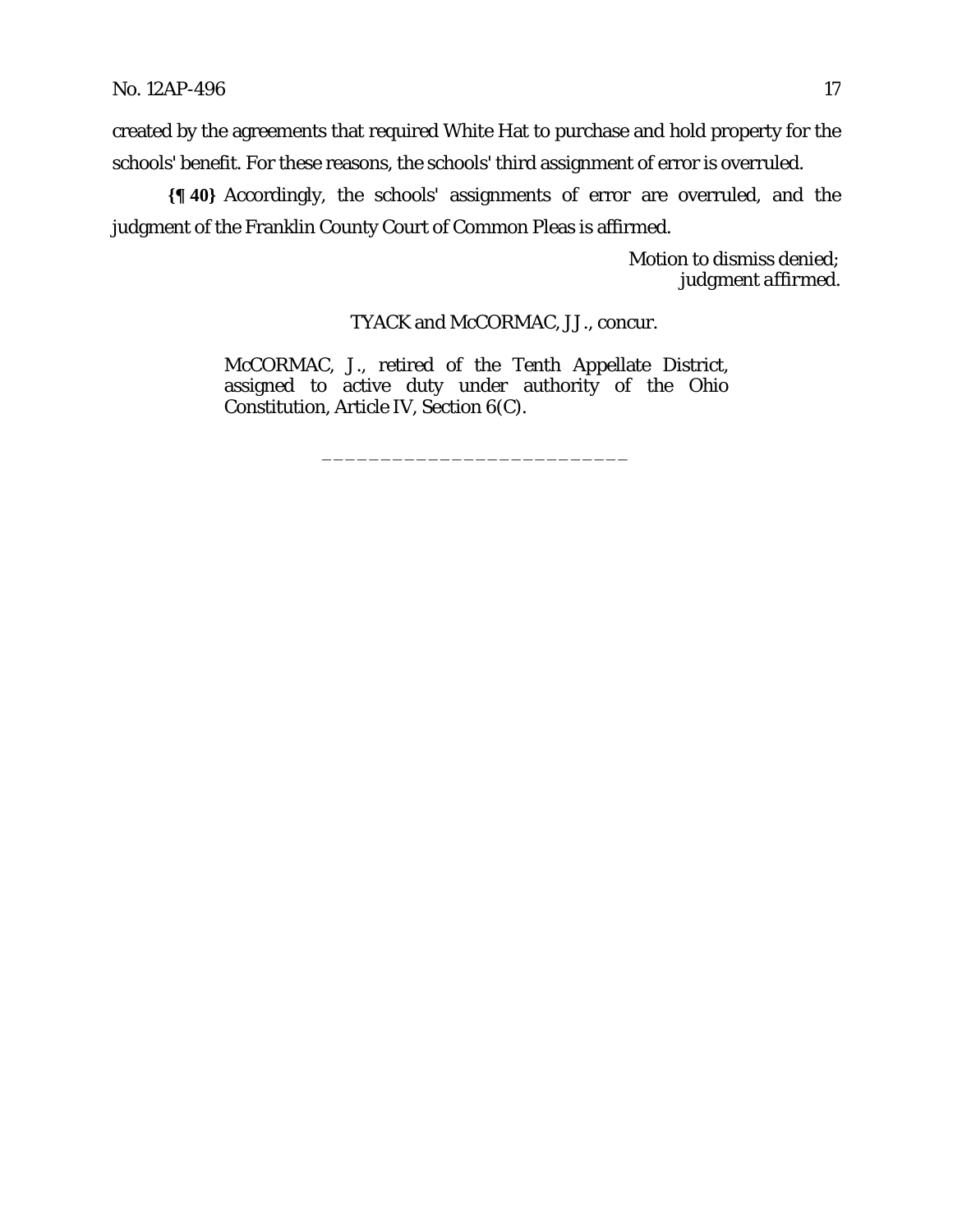created by the agreements that required White Hat to purchase and hold property for the schools' benefit. For these reasons, the schools' third assignment of error is overruled.

**{¶ 40}** Accordingly, the schools' assignments of error are overruled, and the judgment of the Franklin County Court of Common Pleas is affirmed.

*Motion to dismiss denied;*
*judgment affirmed.*

TYACK and McCORMAC, JJ., concur.

McCORMAC, J., retired of the Tenth Appellate District, assigned to active duty under authority of the Ohio Constitution, Article IV, Section 6(C).

\_\_\_\_\_\_\_\_\_\_\_\_\_\_\_\_\_\_\_\_\_\_\_\_\_